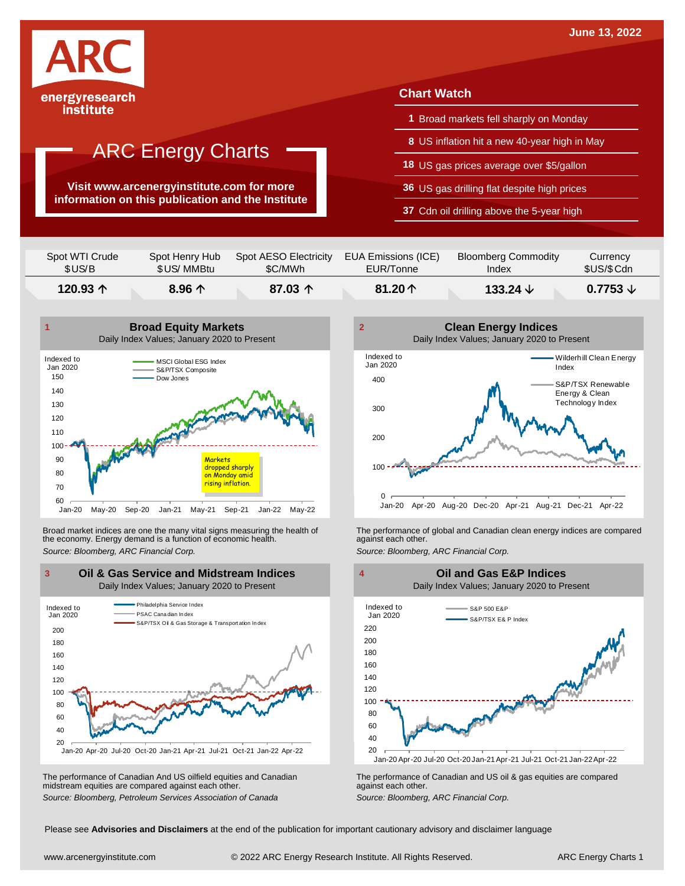June 13, 2022

ARC
energyresearch institute

# ARC Energy Charts

**Visit www.arcenergyinstitute.com for more information on this publication and the Institute**

## Chart Watch

- **1** Broad markets fell sharply on Monday
- **8** US inflation hit a new 40-year high in May
- **18** US gas prices average over $5/gallon
- **36** US gas drilling flat despite high prices
- **37** Cdn oil drilling above the 5-year high

| Spot WTI Crude $US/B | Spot Henry Hub $US/ MMBtu | Spot AESO Electricity $C/MWh | EUA Emissions (ICE) EUR/Tonne | Bloomberg Commodity Index | Currency $US/$Cdn |
|---|---|---|---|---|---|
| **120.93 ↑** | **8.96 ↑** | **87.03 ↑** | **81.20 ↑** | **133.24 ↓** | **0.7753 ↓** |

### 1 Broad Equity Markets

Daily Index Values; January 2020 to Present

Broad market indices are one the many vital signs measuring the health of the economy. Energy demand is a function of economic health.

*Source: Bloomberg, ARC Financial Corp.*

### 2 Clean Energy Indices

Daily Index Values; January 2020 to Present

The performance of global and Canadian clean energy indices are compared against each other.

*Source: Bloomberg, ARC Financial Corp.*

### 3 Oil & Gas Service and Midstream Indices

Daily Index Values; January 2020 to Present

The performance of Canadian And US oilfield equities and Canadian midstream equities are compared against each other.

*Source: Bloomberg, Petroleum Services Association of Canada*

### 4 Oil and Gas E&P Indices

Daily Index Values; January 2020 to Present

The performance of Canadian and US oil & gas equities are compared against each other.

*Source: Bloomberg, ARC Financial Corp.*

Please see **Advisories and Disclaimers** at the end of the publication for important cautionary advisory and disclaimer language

www.arcenergyinstitute.com © 2022 ARC Energy Research Institute. All Rights Reserved.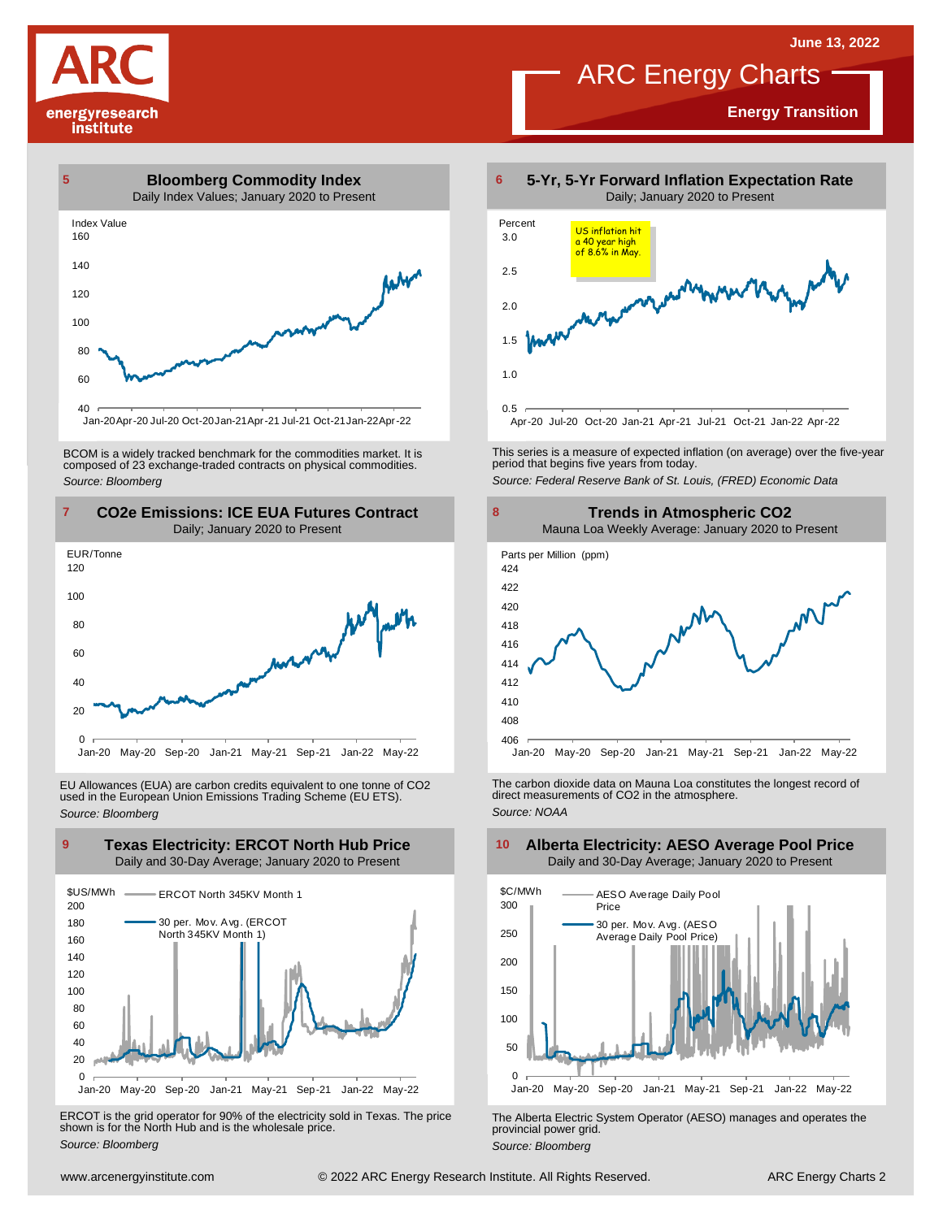# ARC Energy Charts

**Energy Transition**

June 13, 2022

## 5 Bloomberg Commodity Index

Daily Index Values; January 2020 to Present

BCOM is a widely tracked benchmark for the commodities market. It is composed of 23 exchange-traded contracts on physical commodities.

*Source: Bloomberg*

## 6 5-Yr, 5-Yr Forward Inflation Expectation Rate

Daily; January 2020 to Present

US inflation hit a 40 year high of 8.6% in May.

This series is a measure of expected inflation (on average) over the five-year period that begins five years from today.

*Source: Federal Reserve Bank of St. Louis, (FRED) Economic Data*

## 7 CO2e Emissions: ICE EUA Futures Contract

Daily; January 2020 to Present

EU Allowances (EUA) are carbon credits equivalent to one tonne of $CO_2$ used in the European Union Emissions Trading Scheme (EU ETS).

*Source: Bloomberg*

## 8 Trends in Atmospheric CO2

Mauna Loa Weekly Average: January 2020 to Present

The carbon dioxide data on Mauna Loa constitutes the longest record of direct measurements of $CO_2$ in the atmosphere.

*Source: NOAA*

## 9 Texas Electricity: ERCOT North Hub Price

Daily and 30-Day Average; January 2020 to Present

ERCOT is the grid operator for 90% of the electricity sold in Texas. The price shown is for the North Hub and is the wholesale price.

*Source: Bloomberg*

## 10 Alberta Electricity: AESO Average Pool Price

Daily and 30-Day Average; January 2020 to Present

The Alberta Electric System Operator (AESO) manages and operates the provincial power grid.

*Source: Bloomberg*

www.arcenergyinstitute.com © 2022 ARC Energy Research Institute. All Rights Reserved. ARC Energy Charts 2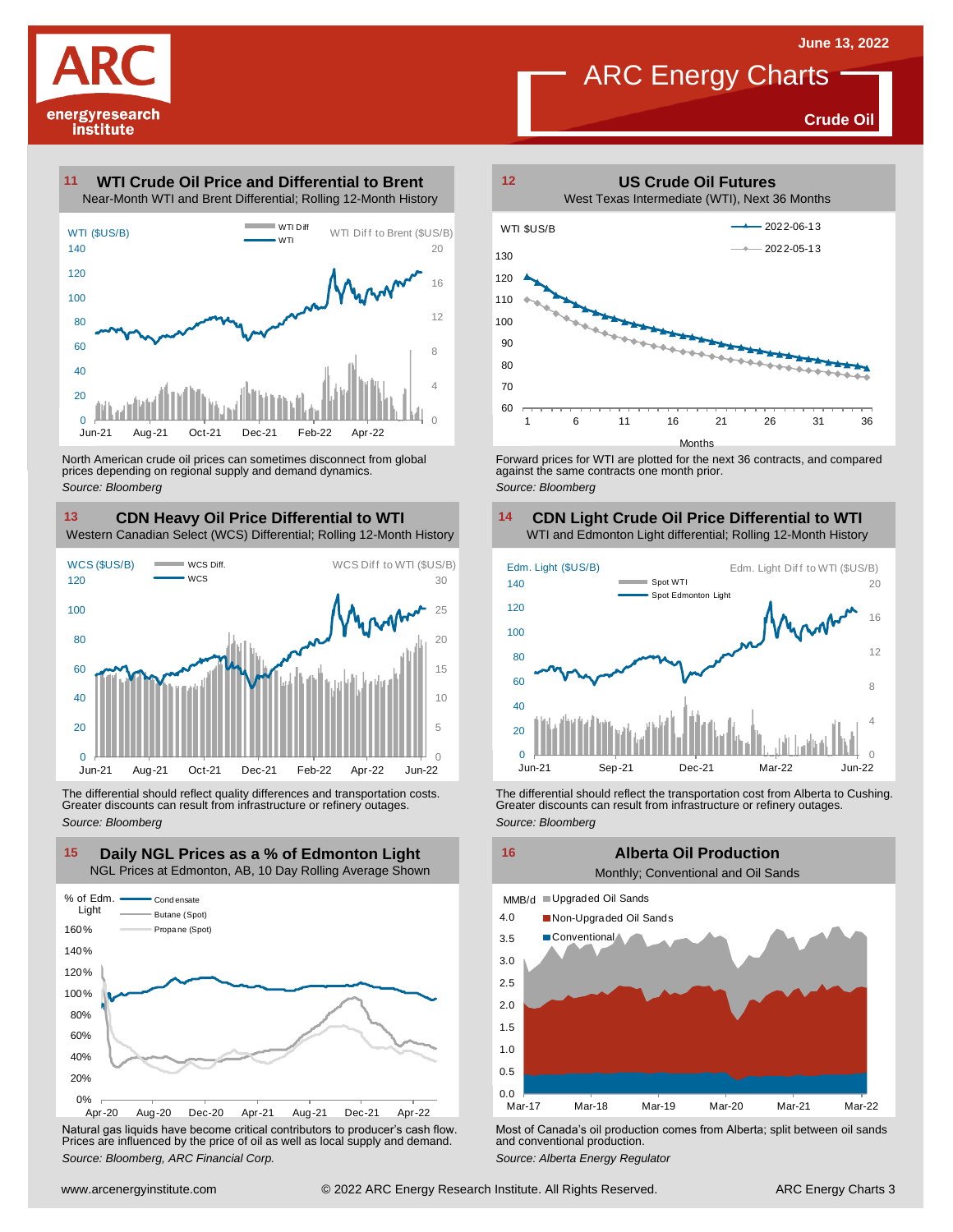June 13, 2022

# ARC Energy Charts

**Crude Oil**

## 11 WTI Crude Oil Price and Differential to Brent

Near-Month WTI and Brent Differential; Rolling 12-Month History

WTI ($US/B) — WTI Diff — WTI — WTI Diff to Brent ($US/B)

North American crude oil prices can sometimes disconnect from global prices depending on regional supply and demand dynamics.

*Source: Bloomberg*

## 12 US Crude Oil Futures

West Texas Intermediate (WTI), Next 36 Months

WTI $US/B — 2022-06-13 — 2022-05-13 — Months

Forward prices for WTI are plotted for the next 36 contracts, and compared against the same contracts one month prior.

*Source: Bloomberg*

## 13 CDN Heavy Oil Price Differential to WTI

Western Canadian Select (WCS) Differential; Rolling 12-Month History

WCS ($US/B) — WCS Diff. — WCS — WCS Diff to WTI ($US/B)

The differential should reflect quality differences and transportation costs. Greater discounts can result from infrastructure or refinery outages.

*Source: Bloomberg*

## 14 CDN Light Crude Oil Price Differential to WTI

WTI and Edmonton Light differential; Rolling 12-Month History

Edm. Light ($US/B) — Spot WTI — Spot Edmonton Light — Edm. Light Diff to WTI ($US/B)

The differential should reflect the transportation cost from Alberta to Cushing. Greater discounts can result from infrastructure or refinery outages.

*Source: Bloomberg*

## 15 Daily NGL Prices as a % of Edmonton Light

NGL Prices at Edmonton, AB, 10 Day Rolling Average Shown

% of Edm. Light — Condensate — Butane (Spot) — Propane (Spot)

Natural gas liquids have become critical contributors to producer's cash flow. Prices are influenced by the price of oil as well as local supply and demand.

*Source: Bloomberg, ARC Financial Corp.*

## 16 Alberta Oil Production

Monthly; Conventional and Oil Sands

MMB/d — Upgraded Oil Sands — Non-Upgraded Oil Sands — Conventional

Most of Canada's oil production comes from Alberta; split between oil sands and conventional production.

*Source: Alberta Energy Regulator*

www.arcenergyinstitute.com © 2022 ARC Energy Research Institute. All Rights Reserved.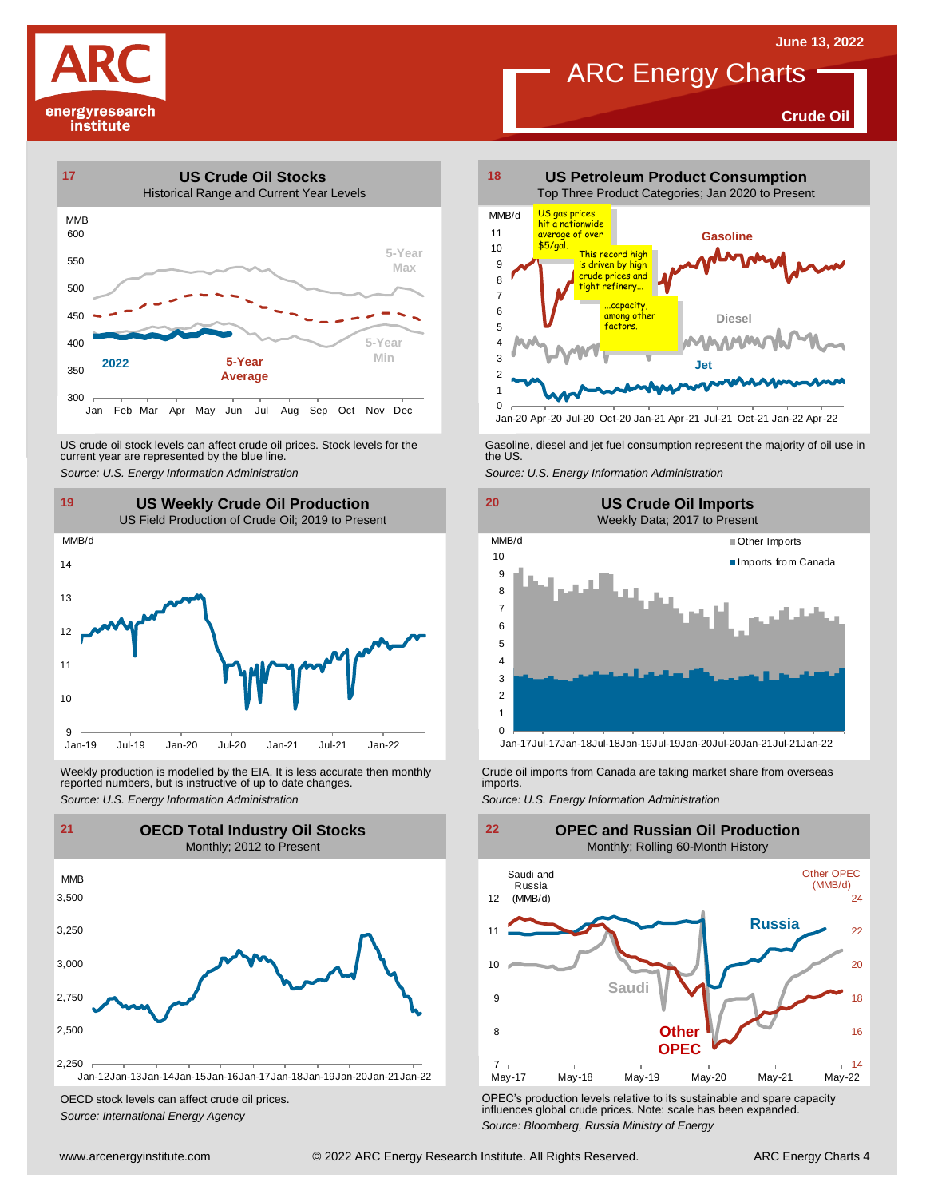# ARC Energy Charts

**June 13, 2022**

**Crude Oil**

## 17 US Crude Oil Stocks

Historical Range and Current Year Levels

US crude oil stock levels can affect crude oil prices. Stock levels for the current year are represented by the blue line.

*Source: U.S. Energy Information Administration*

## 18 US Petroleum Product Consumption

Top Three Product Categories; Jan 2020 to Present

US gas prices hit a nationwide average of over $5/gal. This record high is driven by high crude prices and tight refinery... ...capacity, among other factors.

Gasoline, diesel and jet fuel consumption represent the majority of oil use in the US.

*Source: U.S. Energy Information Administration*

## 19 US Weekly Crude Oil Production

US Field Production of Crude Oil; 2019 to Present

Weekly production is modelled by the EIA. It is less accurate then monthly reported numbers, but is instructive of up to date changes.

*Source: U.S. Energy Information Administration*

## 20 US Crude Oil Imports

Weekly Data; 2017 to Present

Crude oil imports from Canada are taking market share from overseas imports.

*Source: U.S. Energy Information Administration*

## 21 OECD Total Industry Oil Stocks

Monthly; 2012 to Present

OECD stock levels can affect crude oil prices.

*Source: International Energy Agency*

## 22 OPEC and Russian Oil Production

Monthly; Rolling 60-Month History

OPEC's production levels relative to its sustainable and spare capacity influences global crude prices. Note: scale has been expanded.

*Source: Bloomberg, Russia Ministry of Energy*

www.arcenergyinstitute.com © 2022 ARC Energy Research Institute. All Rights Reserved.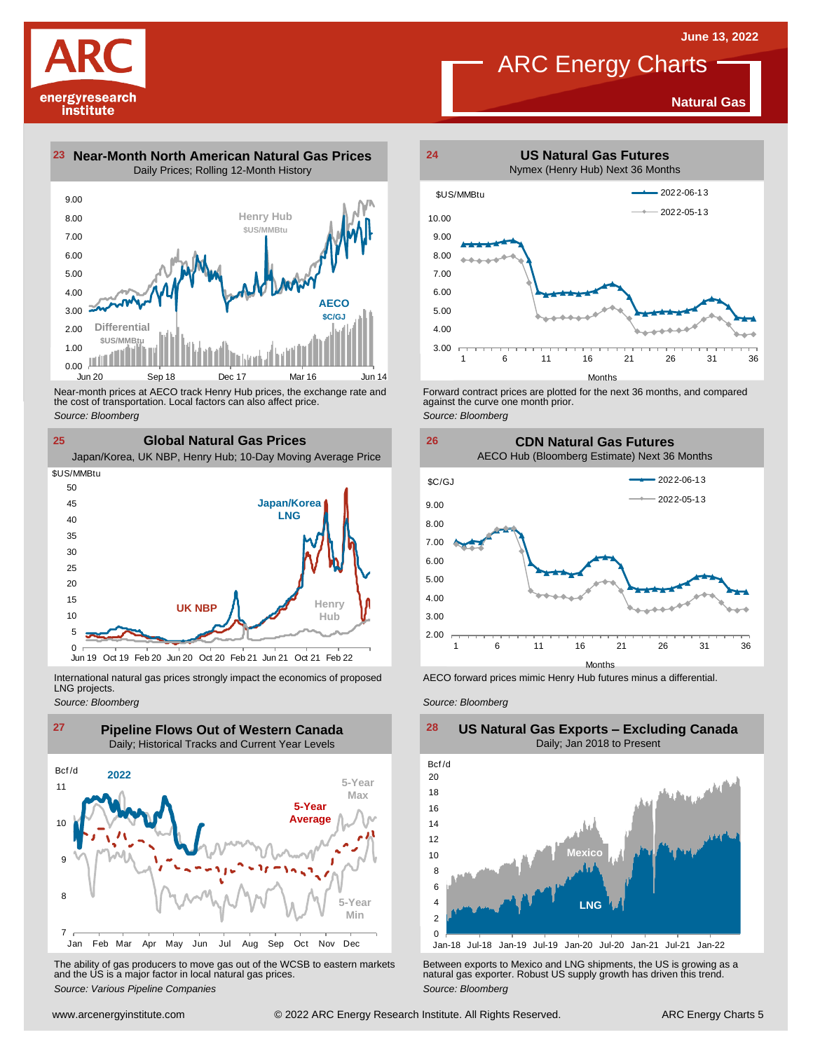# ARC Energy Charts

June 13, 2022

**Natural Gas**

## 23 Near-Month North American Natural Gas Prices

Daily Prices; Rolling 12-Month History

Near-month prices at AECO track Henry Hub prices, the exchange rate and the cost of transportation. Local factors can also affect price.

*Source: Bloomberg*

## 24 US Natural Gas Futures

Nymex (Henry Hub) Next 36 Months

Forward contract prices are plotted for the next 36 months, and compared against the curve one month prior.

*Source: Bloomberg*

## 25 Global Natural Gas Prices

Japan/Korea, UK NBP, Henry Hub; 10-Day Moving Average Price

International natural gas prices strongly impact the economics of proposed LNG projects.

*Source: Bloomberg*

## 26 CDN Natural Gas Futures

AECO Hub (Bloomberg Estimate) Next 36 Months

AECO forward prices mimic Henry Hub futures minus a differential.

*Source: Bloomberg*

## 27 Pipeline Flows Out of Western Canada

Daily; Historical Tracks and Current Year Levels

The ability of gas producers to move gas out of the WCSB to eastern markets and the US is a major factor in local natural gas prices.

*Source: Various Pipeline Companies*

## 28 US Natural Gas Exports – Excluding Canada

Daily; Jan 2018 to Present

Between exports to Mexico and LNG shipments, the US is growing as a natural gas exporter. Robust US supply growth has driven this trend.

*Source: Bloomberg*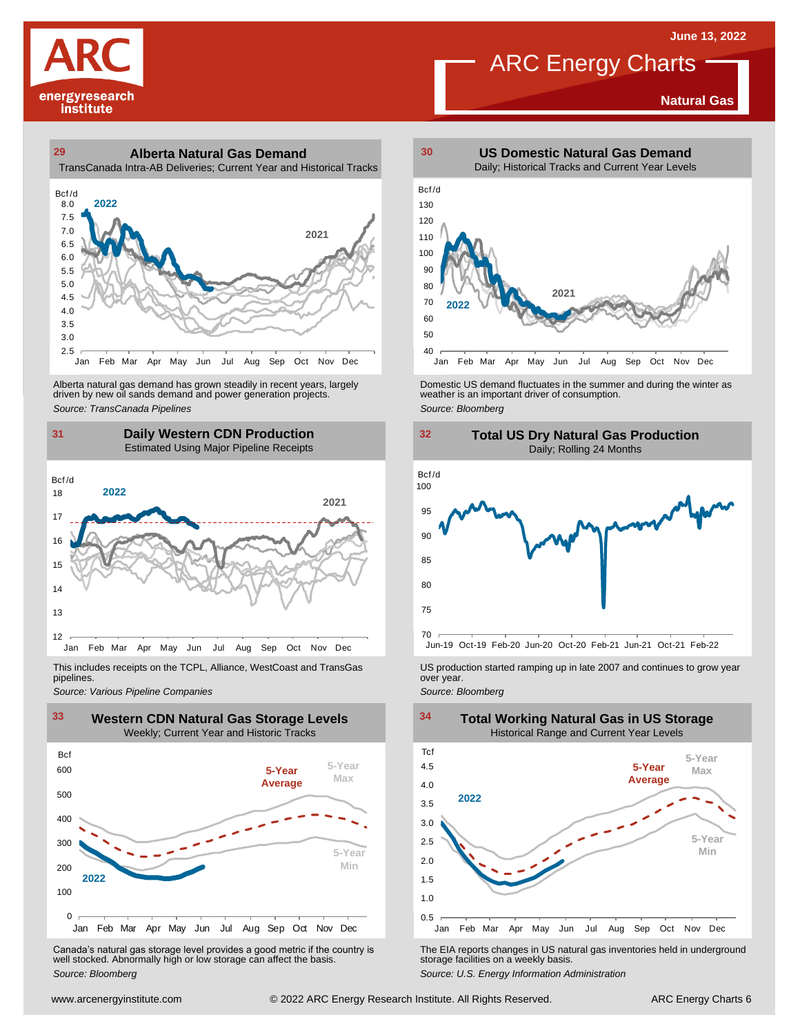ARC Energy Charts

June 13, 2022

Natural Gas

## 29 Alberta Natural Gas Demand

TransCanada Intra-AB Deliveries; Current Year and Historical Tracks

Alberta natural gas demand has grown steadily in recent years, largely driven by new oil sands demand and power generation projects.

*Source: TransCanada Pipelines*

## 30 US Domestic Natural Gas Demand

Daily; Historical Tracks and Current Year Levels

Domestic US demand fluctuates in the summer and during the winter as weather is an important driver of consumption.

*Source: Bloomberg*

## 31 Daily Western CDN Production

Estimated Using Major Pipeline Receipts

This includes receipts on the TCPL, Alliance, WestCoast and TransGas pipelines.

*Source: Various Pipeline Companies*

## 32 Total US Dry Natural Gas Production

Daily; Rolling 24 Months

US production started ramping up in late 2007 and continues to grow year over year.

*Source: Bloomberg*

## 33 Western CDN Natural Gas Storage Levels

Weekly; Current Year and Historic Tracks

Canada's natural gas storage level provides a good metric if the country is well stocked. Abnormally high or low storage can affect the basis.

*Source: Bloomberg*

## 34 Total Working Natural Gas in US Storage

Historical Range and Current Year Levels

The EIA reports changes in US natural gas inventories held in underground storage facilities on a weekly basis.

*Source: U.S. Energy Information Administration*

www.arcenergyinstitute.com © 2022 ARC Energy Research Institute. All Rights Reserved.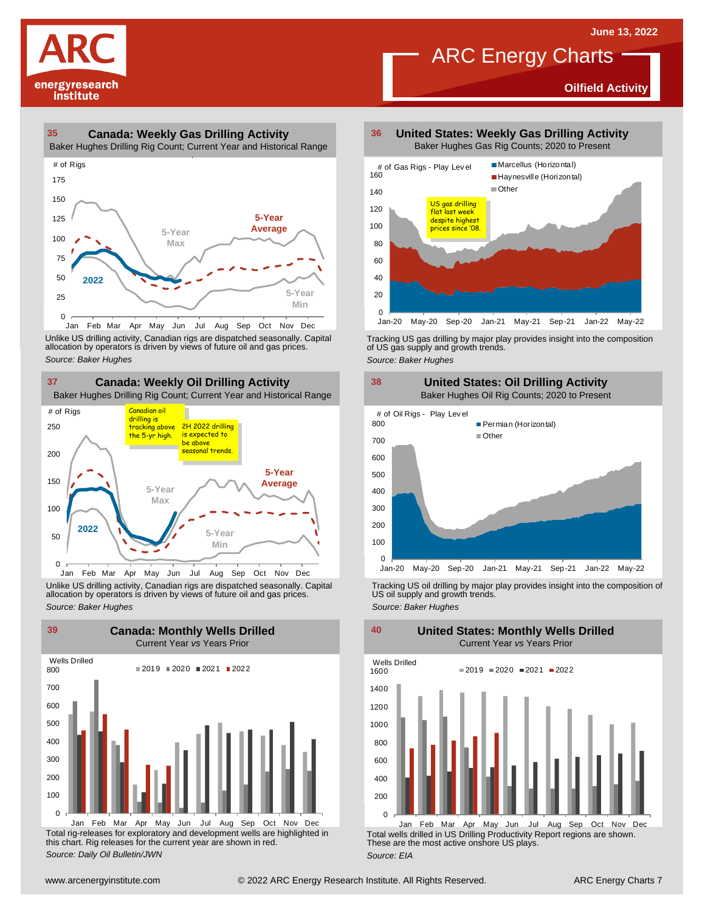# ARC Energy Charts

June 13, 2022

**Oilfield Activity**

## 35 Canada: Weekly Gas Drilling Activity

Baker Hughes Drilling Rig Count; Current Year and Historical Range

Unlike US drilling activity, Canadian rigs are dispatched seasonally. Capital allocation by operators is driven by views of future oil and gas prices.

*Source: Baker Hughes*

## 36 United States: Weekly Gas Drilling Activity

Baker Hughes Gas Rig Counts; 2020 to Present

US gas drilling flat last week despite highest prices since '08.

Tracking US gas drilling by major play provides insight into the composition of US gas supply and growth trends.

*Source: Baker Hughes*

## 37 Canada: Weekly Oil Drilling Activity

Baker Hughes Drilling Rig Count; Current Year and Historical Range

Canadian oil drilling is tracking above the 5-yr high.

2H 2022 drilling is expected to be above seasonal trends.

Unlike US drilling activity, Canadian rigs are dispatched seasonally. Capital allocation by operators is driven by views of future oil and gas prices.

*Source: Baker Hughes*

## 38 United States: Oil Drilling Activity

Baker Hughes Oil Rig Counts; 2020 to Present

Tracking US oil drilling by major play provides insight into the composition of US oil supply and growth trends.

*Source: Baker Hughes*

## 39 Canada: Monthly Wells Drilled

Current Year *vs* Years Prior

Total rig-releases for exploratory and development wells are highlighted in this chart. Rig releases for the current year are shown in red.

*Source: Daily Oil Bulletin/JWN*

## 40 United States: Monthly Wells Drilled

Current Year *vs* Years Prior

Total wells drilled in US Drilling Productivity Report regions are shown. These are the most active onshore US plays.

*Source: EIA*

www.arcenergyinstitute.com © 2022 ARC Energy Research Institute. All Rights Reserved. ARC Energy Charts 7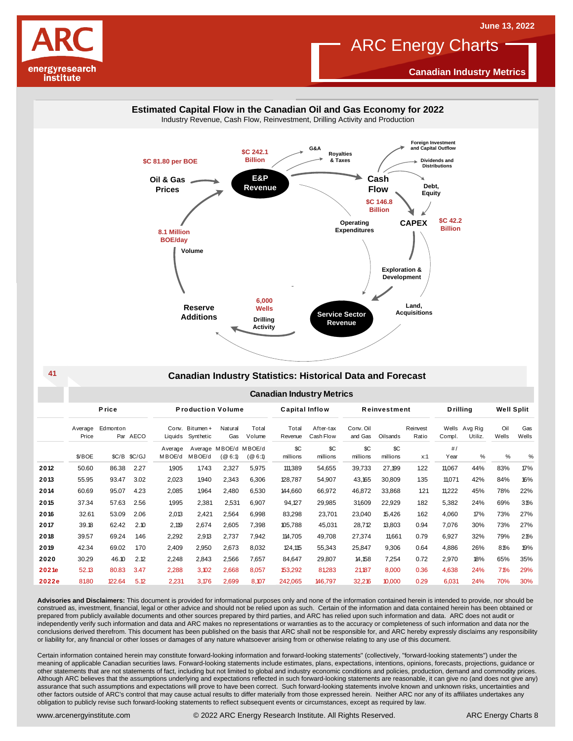# ARC Energy Charts

June 13, 2022

**Canadian Industry Metrics**

## Estimated Capital Flow in the Canadian Oil and Gas Economy for 2022

Industry Revenue, Cash Flow, Reinvestment, Drilling Activity and Production

$C 81.80 per BOE
Oil & Gas Prices
$C 242.1 Billion
E&P Revenue
G&A
Royalties & Taxes
Foreign Investment and Capital Outflow
Dividends and Distributions
Cash Flow
Debt, Equity
$C 146.8 Billion
Operating Expenditures
CAPEX
$C 42.2 Billion
8.1 Million BOE/day
Volume
Exploration & Development
6,000 Wells
Drilling Activity
Reserve Additions
Service Sector Revenue
Land, Acquisitions

## Canadian Industry Statistics: Historical Data and Forecast

**Canadian Industry Metrics**

| | Price | | | Production Volume | | | | Capital Inflow | | Reinvestment | | | Drilling | | Well Split | |
|---|---|---|---|---|---|---|---|---|---|---|---|---|---|---|---|---|
| | Average Price | Edmonton Par | AECO | Conv. Liquids | Bitumen + Synthetic | Natural Gas | Total Volume | Total Revenue | After-tax Cash Flow | Conv. Oil and Gas | Oilsands | Reinvest Ratio | Wells Compl. | Avg Rig Utiliz. | Oil Wells | Gas Wells |
| | $/BOE | $C/B | $C/GJ | Average MBOE/d | Average MBOE/d | MBOE/d (@ 6:1) | MBOE/d (@ 6:1) | $C millions | $C millions | $C millions | $C millions | x:1 | # / Year | % | % | % |
| **2012** | 50.60 | 86.38 | 2.27 | 1,905 | 1,743 | 2,327 | 5,975 | 111,389 | 54,655 | 39,733 | 27,199 | 1.22 | 11,067 | 44% | 83% | 17% |
| **2013** | 55.95 | 93.47 | 3.02 | 2,023 | 1,940 | 2,343 | 6,306 | 128,787 | 54,907 | 43,165 | 30,809 | 1.35 | 11,071 | 42% | 84% | 16% |
| **2014** | 60.69 | 95.07 | 4.23 | 2,085 | 1,964 | 2,480 | 6,530 | 144,660 | 66,972 | 46,872 | 33,868 | 1.21 | 11,222 | 45% | 78% | 22% |
| **2015** | 37.34 | 57.63 | 2.56 | 1,995 | 2,381 | 2,531 | 6,907 | 94,127 | 29,985 | 31,609 | 22,929 | 1.82 | 5,382 | 24% | 69% | 31% |
| **2016** | 32.61 | 53.09 | 2.06 | 2,013 | 2,421 | 2,564 | 6,998 | 83,298 | 23,701 | 23,040 | 15,426 | 1.62 | 4,060 | 17% | 73% | 27% |
| **2017** | 39.18 | 62.42 | 2.10 | 2,119 | 2,674 | 2,605 | 7,398 | 105,788 | 45,031 | 28,712 | 13,803 | 0.94 | 7,076 | 30% | 73% | 27% |
| **2018** | 39.57 | 69.24 | 1.46 | 2,292 | 2,913 | 2,737 | 7,942 | 114,705 | 49,708 | 27,374 | 11,661 | 0.79 | 6,927 | 32% | 79% | 21% |
| **2019** | 42.34 | 69.02 | 1.70 | 2,409 | 2,950 | 2,673 | 8,032 | 124,115 | 55,343 | 25,847 | 9,306 | 0.64 | 4,886 | 26% | 81% | 19% |
| **2020** | 30.29 | 46.10 | 2.12 | 2,248 | 2,843 | 2,566 | 7,657 | 84,647 | 29,807 | 14,158 | 7,254 | 0.72 | 2,970 | 18% | 65% | 35% |
| **2021e** | 52.13 | 80.83 | 3.47 | 2,288 | 3,102 | 2,668 | 8,057 | 153,292 | 81,283 | 21,187 | 8,000 | 0.36 | 4,638 | 24% | 71% | 29% |
| **2022e** | 81.80 | 122.64 | 5.12 | 2,231 | 3,176 | 2,699 | 8,107 | 242,065 | 146,797 | 32,216 | 10,000 | 0.29 | 6,031 | 24% | 70% | 30% |

**Advisories and Disclaimers:** This document is provided for informational purposes only and none of the information contained herein is intended to provide, nor should be construed as, investment, financial, legal or other advice and should not be relied upon as such. Certain of the information and data contained herein has been obtained or prepared from publicly available documents and other sources prepared by third parties, and ARC has relied upon such information and data. ARC does not audit or independently verify such information and data and ARC makes no representations or warranties as to the accuracy or completeness of such information and data nor the conclusions derived therefrom. This document has been published on the basis that ARC shall not be responsible for, and ARC hereby expressly disclaims any responsibility or liability for, any financial or other losses or damages of any nature whatsoever arising from or otherwise relating to any use of this document.

Certain information contained herein may constitute forward-looking information and forward-looking statements" (collectively, "forward-looking statements") under the meaning of applicable Canadian securities laws. Forward-looking statements include estimates, plans, expectations, intentions, opinions, forecasts, projections, guidance or other statements that are not statements of fact, including but not limited to global and industry economic conditions and policies, production, demand and commodity prices. Although ARC believes that the assumptions underlying and expectations reflected in such forward-looking statements are reasonable, it can give no (and does not give any) assurance that such assumptions and expectations will prove to have been correct. Such forward-looking statements involve known and unknown risks, uncertainties and other factors outside of ARC's control that may cause actual results to differ materially from those expressed herein. Neither ARC nor any of its affiliates undertakes any obligation to publicly revise such forward-looking statements to reflect subsequent events or circumstances, except as required by law.

www.arcenergyinstitute.com © 2022 ARC Energy Research Institute. All Rights Reserved.